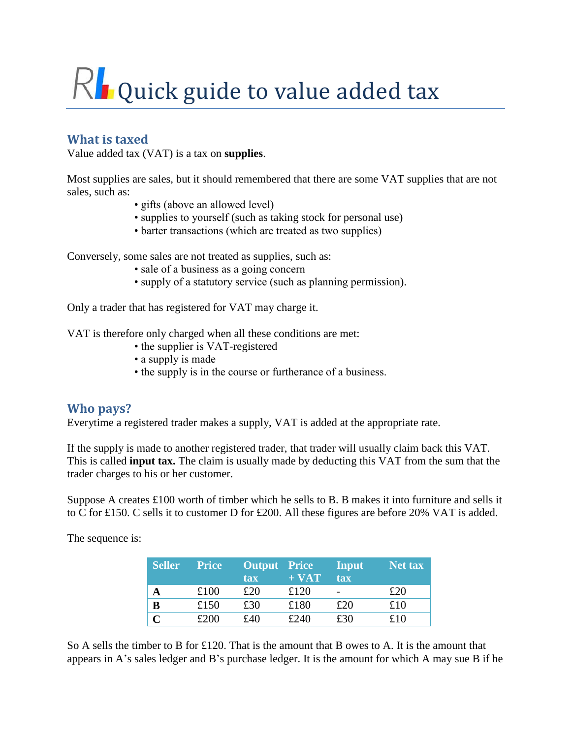# Quick guide to value added tax

## What is taxed

Value added tax (VAT) is a tax on **supplies**.

Most supplies are sales, but it should remembered that there are some VAT supplies that are not sales, such as:

- gifts (above an allowed level)
- supplies to yourself (such as taking stock for personal use)
- barter transactions (which are treated as two supplies)

Conversely, some sales are not treated as supplies, such as:

- sale of a business as a going concern
- supply of a statutory service (such as planning permission).

Only a trader that has registered for VAT may charge it.

VAT is therefore only charged when all these conditions are met:

- the supplier is VAT-registered
- a supply is made
- the supply is in the course or furtherance of a business.

## Who pays?

Everytime a registered trader makes a supply, VAT is added at the appropriate rate.

If the supply is made to another registered trader, that trader will usually claim back this VAT. This is called **input tax.** The claim is usually made by deducting this VAT from the sum that the trader charges to his or her customer.

Suppose A creates £100 worth of timber which he sells to B. B makes it into furniture and sells it to C for £150. C sells it to customer D for £200. All these figures are before 20% VAT is added.

The sequence is:

| Seller | Price | Output tax | Price + VAT | Input tax | Net tax |
|---|---|---|---|---|---|
| **A** | £100 | £20 | £120 | - | £20 |
| **B** | £150 | £30 | £180 | £20 | £10 |
| **C** | £200 | £40 | £240 | £30 | £10 |

So A sells the timber to B for £120. That is the amount that B owes to A. It is the amount that appears in A's sales ledger and B's purchase ledger. It is the amount for which A may sue B if he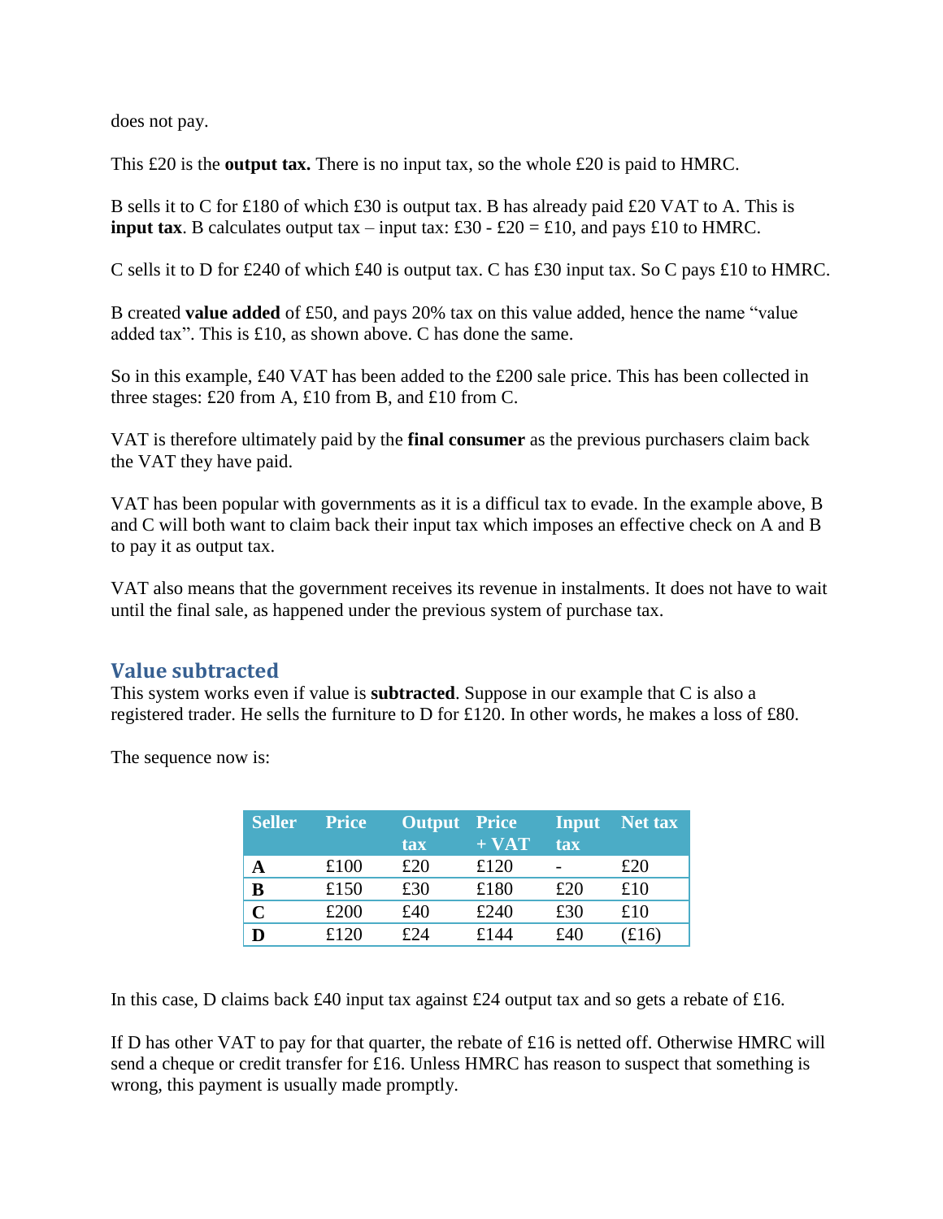does not pay.

This £20 is the **output tax.** There is no input tax, so the whole £20 is paid to HMRC.

B sells it to C for £180 of which £30 is output tax. B has already paid £20 VAT to A. This is **input tax**. B calculates output tax – input tax: £30 - £20 = £10, and pays £10 to HMRC.

C sells it to D for £240 of which £40 is output tax. C has £30 input tax. So C pays £10 to HMRC.

B created **value added** of £50, and pays 20% tax on this value added, hence the name "value added tax". This is £10, as shown above. C has done the same.

So in this example, £40 VAT has been added to the £200 sale price. This has been collected in three stages: £20 from A, £10 from B, and £10 from C.

VAT is therefore ultimately paid by the **final consumer** as the previous purchasers claim back the VAT they have paid.

VAT has been popular with governments as it is a difficul tax to evade. In the example above, B and C will both want to claim back their input tax which imposes an effective check on A and B to pay it as output tax.

VAT also means that the government receives its revenue in instalments. It does not have to wait until the final sale, as happened under the previous system of purchase tax.

## Value subtracted

This system works even if value is **subtracted**. Suppose in our example that C is also a registered trader. He sells the furniture to D for £120. In other words, he makes a loss of £80.

The sequence now is:

| Seller | Price | Output tax | Price + VAT | Input tax | Net tax |
|---|---|---|---|---|---|
| **A** | £100 | £20 | £120 | - | £20 |
| **B** | £150 | £30 | £180 | £20 | £10 |
| **C** | £200 | £40 | £240 | £30 | £10 |
| **D** | £120 | £24 | £144 | £40 | (£16) |

In this case, D claims back £40 input tax against £24 output tax and so gets a rebate of £16.

If D has other VAT to pay for that quarter, the rebate of £16 is netted off. Otherwise HMRC will send a cheque or credit transfer for £16. Unless HMRC has reason to suspect that something is wrong, this payment is usually made promptly.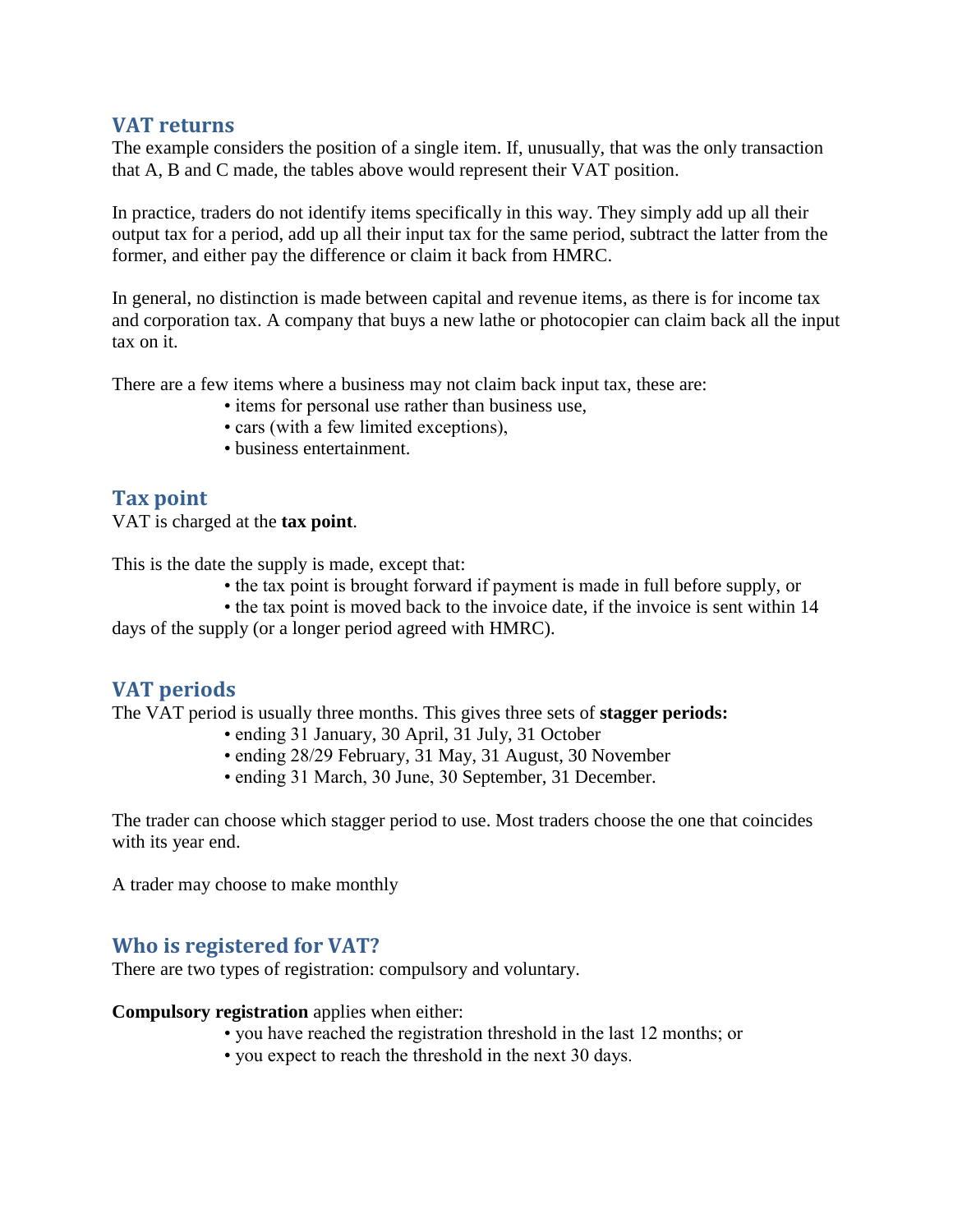## VAT returns

The example considers the position of a single item. If, unusually, that was the only transaction that A, B and C made, the tables above would represent their VAT position.

In practice, traders do not identify items specifically in this way. They simply add up all their output tax for a period, add up all their input tax for the same period, subtract the latter from the former, and either pay the difference or claim it back from HMRC.

In general, no distinction is made between capital and revenue items, as there is for income tax and corporation tax. A company that buys a new lathe or photocopier can claim back all the input tax on it.

There are a few items where a business may not claim back input tax, these are:

- items for personal use rather than business use,
- cars (with a few limited exceptions),
- business entertainment.

## Tax point

VAT is charged at the **tax point**.

This is the date the supply is made, except that:

- the tax point is brought forward if payment is made in full before supply, or
- the tax point is moved back to the invoice date, if the invoice is sent within 14 days of the supply (or a longer period agreed with HMRC).

## VAT periods

The VAT period is usually three months. This gives three sets of **stagger periods:**

- ending 31 January, 30 April, 31 July, 31 October
- ending 28/29 February, 31 May, 31 August, 30 November
- ending 31 March, 30 June, 30 September, 31 December.

The trader can choose which stagger period to use. Most traders choose the one that coincides with its year end.

A trader may choose to make monthly

## Who is registered for VAT?

There are two types of registration: compulsory and voluntary.

**Compulsory registration** applies when either:

- you have reached the registration threshold in the last 12 months; or
- you expect to reach the threshold in the next 30 days.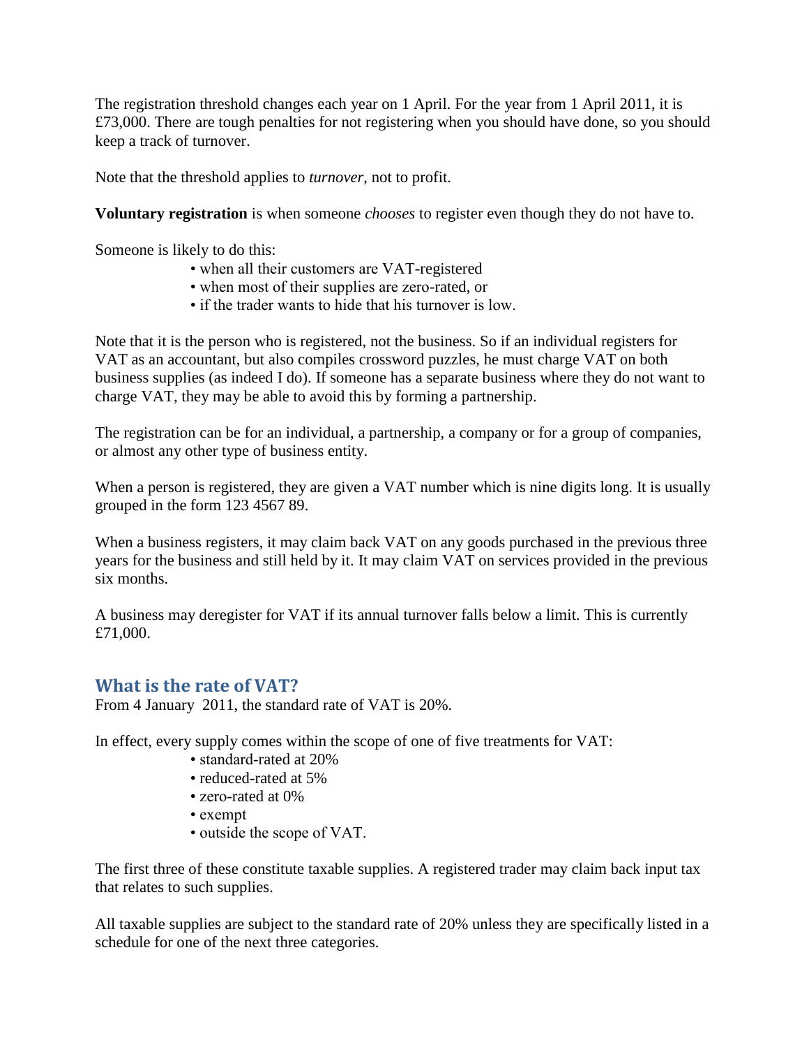The registration threshold changes each year on 1 April. For the year from 1 April 2011, it is £73,000. There are tough penalties for not registering when you should have done, so you should keep a track of turnover.

Note that the threshold applies to *turnover*, not to profit.

**Voluntary registration** is when someone *chooses* to register even though they do not have to.

Someone is likely to do this:

- when all their customers are VAT-registered
- when most of their supplies are zero-rated, or
- if the trader wants to hide that his turnover is low.

Note that it is the person who is registered, not the business. So if an individual registers for VAT as an accountant, but also compiles crossword puzzles, he must charge VAT on both business supplies (as indeed I do). If someone has a separate business where they do not want to charge VAT, they may be able to avoid this by forming a partnership.

The registration can be for an individual, a partnership, a company or for a group of companies, or almost any other type of business entity.

When a person is registered, they are given a VAT number which is nine digits long. It is usually grouped in the form 123 4567 89.

When a business registers, it may claim back VAT on any goods purchased in the previous three years for the business and still held by it. It may claim VAT on services provided in the previous six months.

A business may deregister for VAT if its annual turnover falls below a limit. This is currently £71,000.

## What is the rate of VAT?

From 4 January 2011, the standard rate of VAT is 20%.

In effect, every supply comes within the scope of one of five treatments for VAT:

- standard-rated at 20%
- reduced-rated at 5%
- zero-rated at 0%
- exempt
- outside the scope of VAT.

The first three of these constitute taxable supplies. A registered trader may claim back input tax that relates to such supplies.

All taxable supplies are subject to the standard rate of 20% unless they are specifically listed in a schedule for one of the next three categories.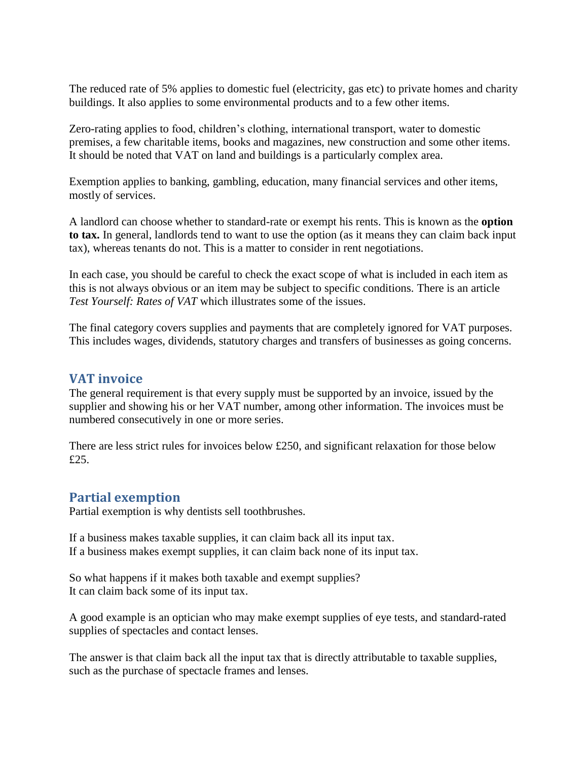The reduced rate of 5% applies to domestic fuel (electricity, gas etc) to private homes and charity buildings. It also applies to some environmental products and to a few other items.

Zero-rating applies to food, children's clothing, international transport, water to domestic premises, a few charitable items, books and magazines, new construction and some other items. It should be noted that VAT on land and buildings is a particularly complex area.

Exemption applies to banking, gambling, education, many financial services and other items, mostly of services.

A landlord can choose whether to standard-rate or exempt his rents. This is known as the **option to tax.** In general, landlords tend to want to use the option (as it means they can claim back input tax), whereas tenants do not. This is a matter to consider in rent negotiations.

In each case, you should be careful to check the exact scope of what is included in each item as this is not always obvious or an item may be subject to specific conditions. There is an article *Test Yourself: Rates of VAT* which illustrates some of the issues.

The final category covers supplies and payments that are completely ignored for VAT purposes. This includes wages, dividends, statutory charges and transfers of businesses as going concerns.

## VAT invoice

The general requirement is that every supply must be supported by an invoice, issued by the supplier and showing his or her VAT number, among other information. The invoices must be numbered consecutively in one or more series.

There are less strict rules for invoices below £250, and significant relaxation for those below £25.

## Partial exemption

Partial exemption is why dentists sell toothbrushes.

If a business makes taxable supplies, it can claim back all its input tax.
If a business makes exempt supplies, it can claim back none of its input tax.

So what happens if it makes both taxable and exempt supplies?
It can claim back some of its input tax.

A good example is an optician who may make exempt supplies of eye tests, and standard-rated supplies of spectacles and contact lenses.

The answer is that claim back all the input tax that is directly attributable to taxable supplies, such as the purchase of spectacle frames and lenses.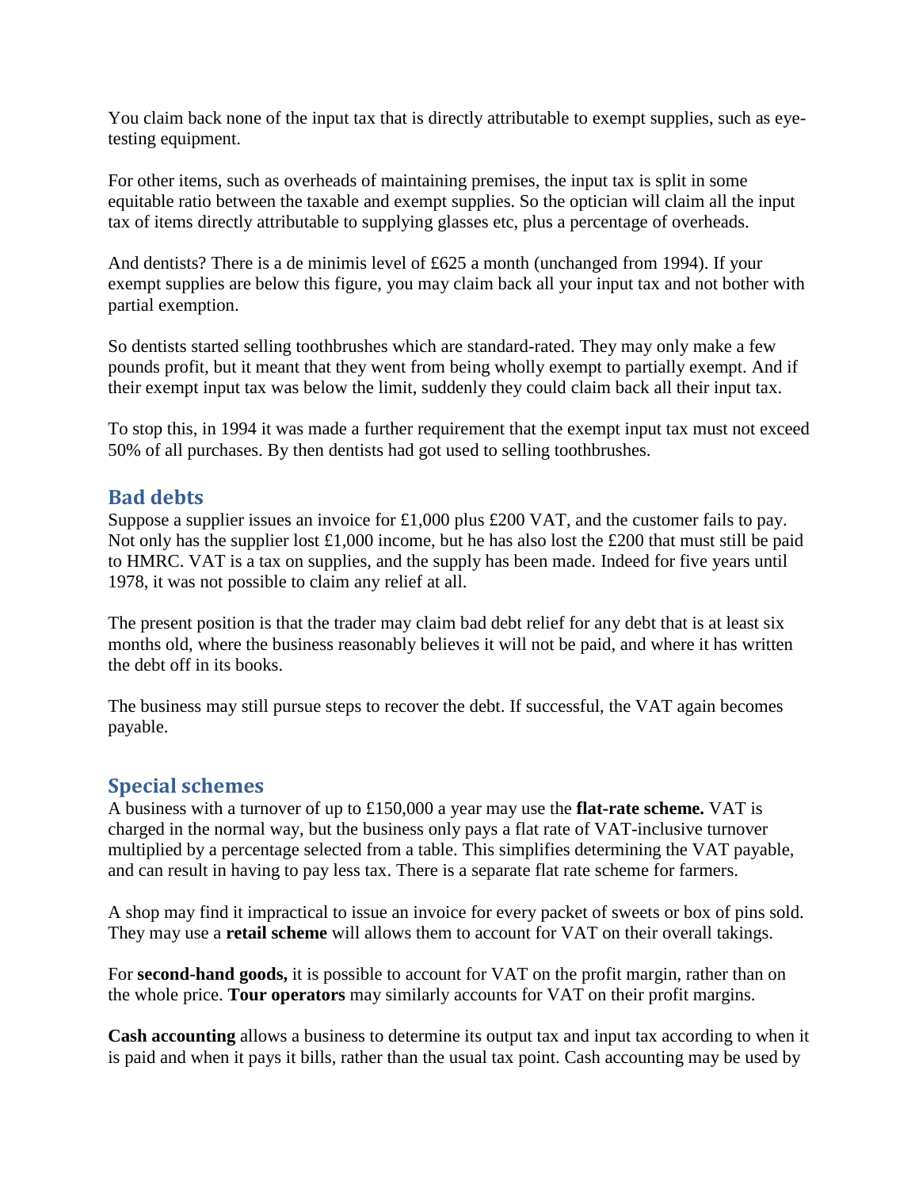You claim back none of the input tax that is directly attributable to exempt supplies, such as eye-testing equipment.

For other items, such as overheads of maintaining premises, the input tax is split in some equitable ratio between the taxable and exempt supplies. So the optician will claim all the input tax of items directly attributable to supplying glasses etc, plus a percentage of overheads.

And dentists? There is a de minimis level of £625 a month (unchanged from 1994). If your exempt supplies are below this figure, you may claim back all your input tax and not bother with partial exemption.

So dentists started selling toothbrushes which are standard-rated. They may only make a few pounds profit, but it meant that they went from being wholly exempt to partially exempt. And if their exempt input tax was below the limit, suddenly they could claim back all their input tax.

To stop this, in 1994 it was made a further requirement that the exempt input tax must not exceed 50% of all purchases. By then dentists had got used to selling toothbrushes.

## Bad debts

Suppose a supplier issues an invoice for £1,000 plus £200 VAT, and the customer fails to pay. Not only has the supplier lost £1,000 income, but he has also lost the £200 that must still be paid to HMRC. VAT is a tax on supplies, and the supply has been made. Indeed for five years until 1978, it was not possible to claim any relief at all.

The present position is that the trader may claim bad debt relief for any debt that is at least six months old, where the business reasonably believes it will not be paid, and where it has written the debt off in its books.

The business may still pursue steps to recover the debt. If successful, the VAT again becomes payable.

## Special schemes

A business with a turnover of up to £150,000 a year may use the **flat-rate scheme.** VAT is charged in the normal way, but the business only pays a flat rate of VAT-inclusive turnover multiplied by a percentage selected from a table. This simplifies determining the VAT payable, and can result in having to pay less tax. There is a separate flat rate scheme for farmers.

A shop may find it impractical to issue an invoice for every packet of sweets or box of pins sold. They may use a **retail scheme** will allows them to account for VAT on their overall takings.

For **second-hand goods,** it is possible to account for VAT on the profit margin, rather than on the whole price. **Tour operators** may similarly accounts for VAT on their profit margins.

**Cash accounting** allows a business to determine its output tax and input tax according to when it is paid and when it pays it bills, rather than the usual tax point. Cash accounting may be used by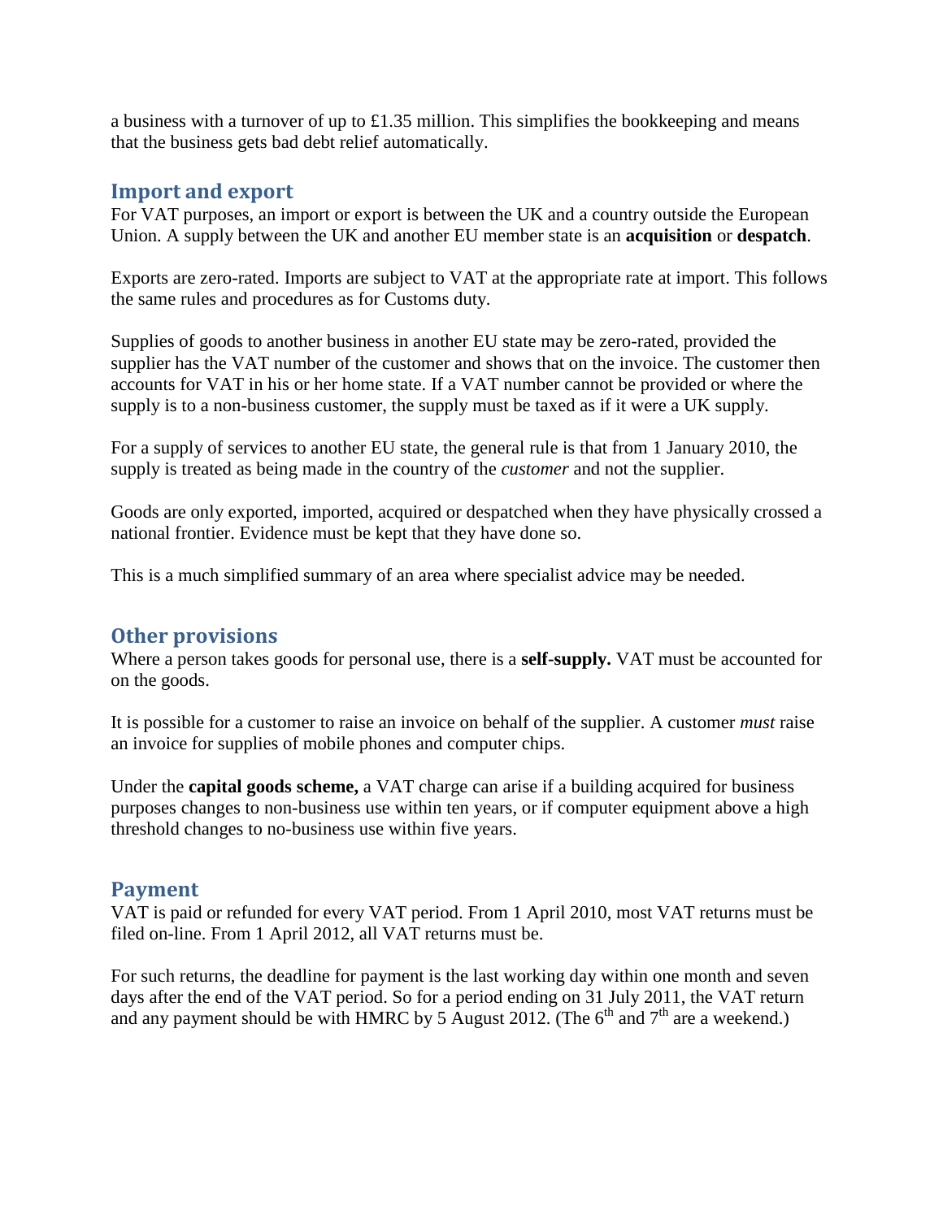a business with a turnover of up to £1.35 million. This simplifies the bookkeeping and means that the business gets bad debt relief automatically.

## Import and export

For VAT purposes, an import or export is between the UK and a country outside the European Union. A supply between the UK and another EU member state is an **acquisition** or **despatch**.

Exports are zero-rated. Imports are subject to VAT at the appropriate rate at import. This follows the same rules and procedures as for Customs duty.

Supplies of goods to another business in another EU state may be zero-rated, provided the supplier has the VAT number of the customer and shows that on the invoice. The customer then accounts for VAT in his or her home state. If a VAT number cannot be provided or where the supply is to a non-business customer, the supply must be taxed as if it were a UK supply.

For a supply of services to another EU state, the general rule is that from 1 January 2010, the supply is treated as being made in the country of the *customer* and not the supplier.

Goods are only exported, imported, acquired or despatched when they have physically crossed a national frontier. Evidence must be kept that they have done so.

This is a much simplified summary of an area where specialist advice may be needed.

## Other provisions

Where a person takes goods for personal use, there is a **self-supply.** VAT must be accounted for on the goods.

It is possible for a customer to raise an invoice on behalf of the supplier. A customer *must* raise an invoice for supplies of mobile phones and computer chips.

Under the **capital goods scheme,** a VAT charge can arise if a building acquired for business purposes changes to non-business use within ten years, or if computer equipment above a high threshold changes to no-business use within five years.

## Payment

VAT is paid or refunded for every VAT period. From 1 April 2010, most VAT returns must be filed on-line. From 1 April 2012, all VAT returns must be.

For such returns, the deadline for payment is the last working day within one month and seven days after the end of the VAT period. So for a period ending on 31 July 2011, the VAT return and any payment should be with HMRC by 5 August 2012. (The 6th and 7th are a weekend.)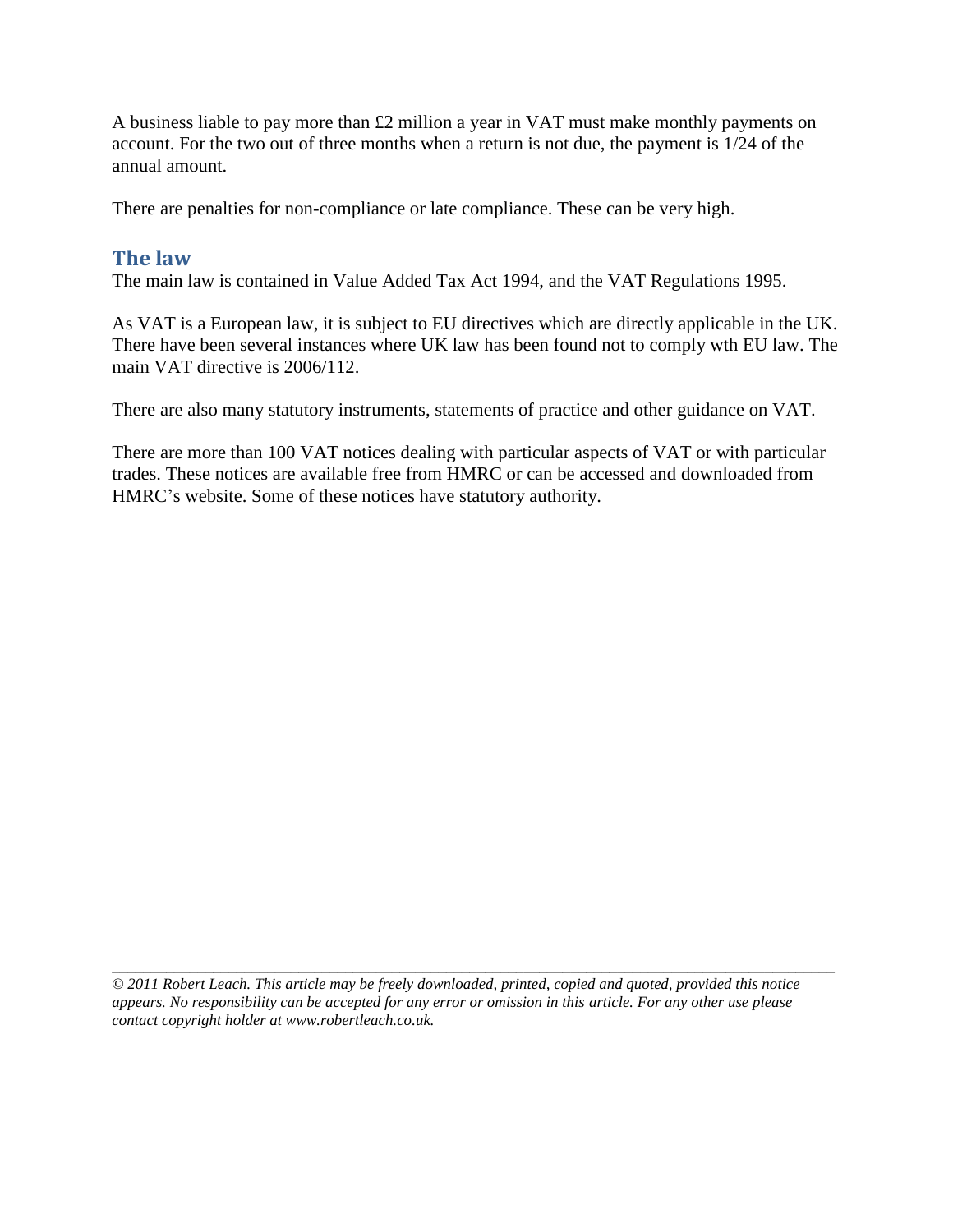A business liable to pay more than £2 million a year in VAT must make monthly payments on account. For the two out of three months when a return is not due, the payment is 1/24 of the annual amount.

There are penalties for non-compliance or late compliance. These can be very high.

## The law

The main law is contained in Value Added Tax Act 1994, and the VAT Regulations 1995.

As VAT is a European law, it is subject to EU directives which are directly applicable in the UK. There have been several instances where UK law has been found not to comply wth EU law. The main VAT directive is 2006/112.

There are also many statutory instruments, statements of practice and other guidance on VAT.

There are more than 100 VAT notices dealing with particular aspects of VAT or with particular trades. These notices are available free from HMRC or can be accessed and downloaded from HMRC's website. Some of these notices have statutory authority.

*© 2011 Robert Leach. This article may be freely downloaded, printed, copied and quoted, provided this notice appears. No responsibility can be accepted for any error or omission in this article. For any other use please contact copyright holder at www.robertleach.co.uk.*